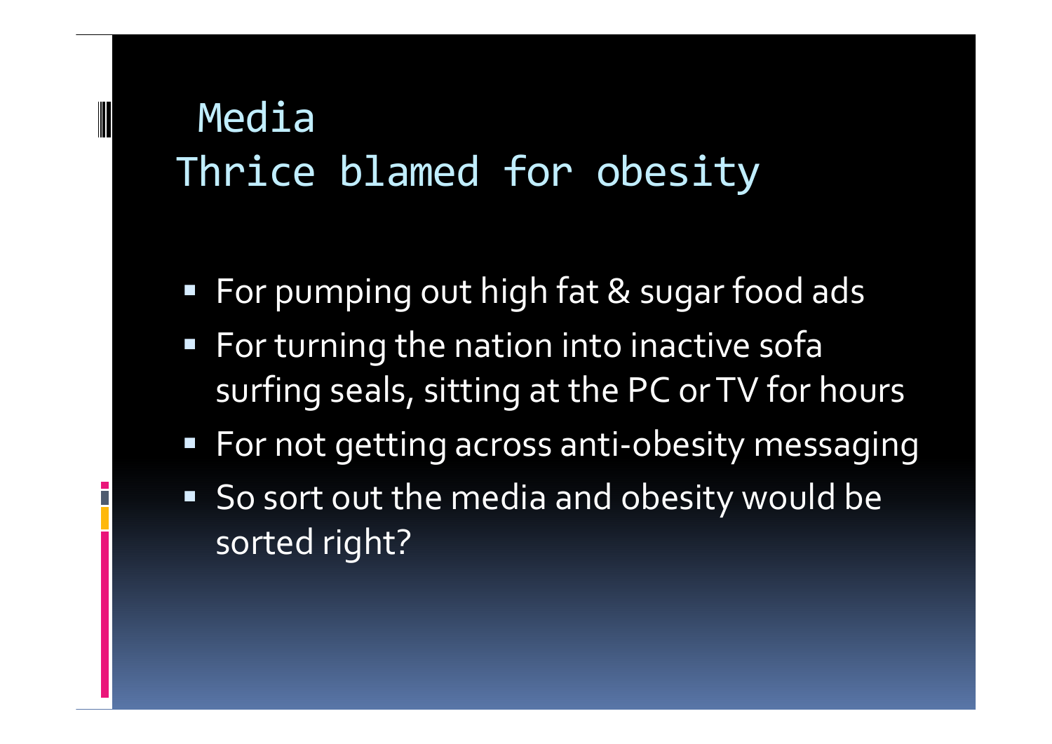# Media
## Thrice blamed for obesity

- For pumping out high fat & sugar food ads
- For turning the nation into inactive sofa surfing seals, sitting at the PC or TV for hours
- For not getting across anti-obesity messaging
- So sort out the media and obesity would be sorted right?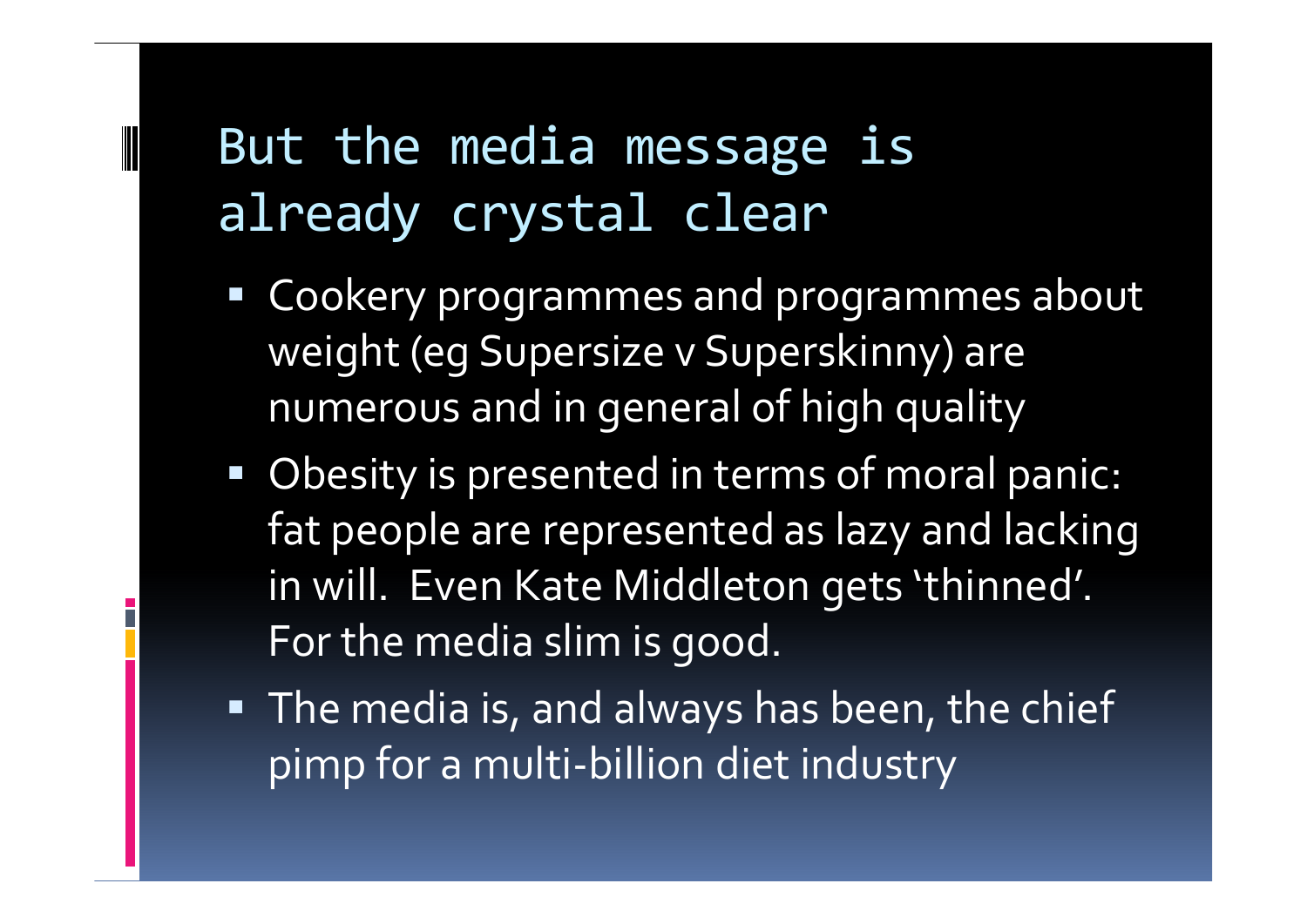# But the media message is already crystal clear

- Cookery programmes and programmes about weight (eg Supersize v Superskinny) are numerous and in general of high quality
- Obesity is presented in terms of moral panic: fat people are represented as lazy and lacking in will. Even Kate Middleton gets 'thinned'. For the media slim is good.
- The media is, and always has been, the chief pimp for a multi-billion diet industry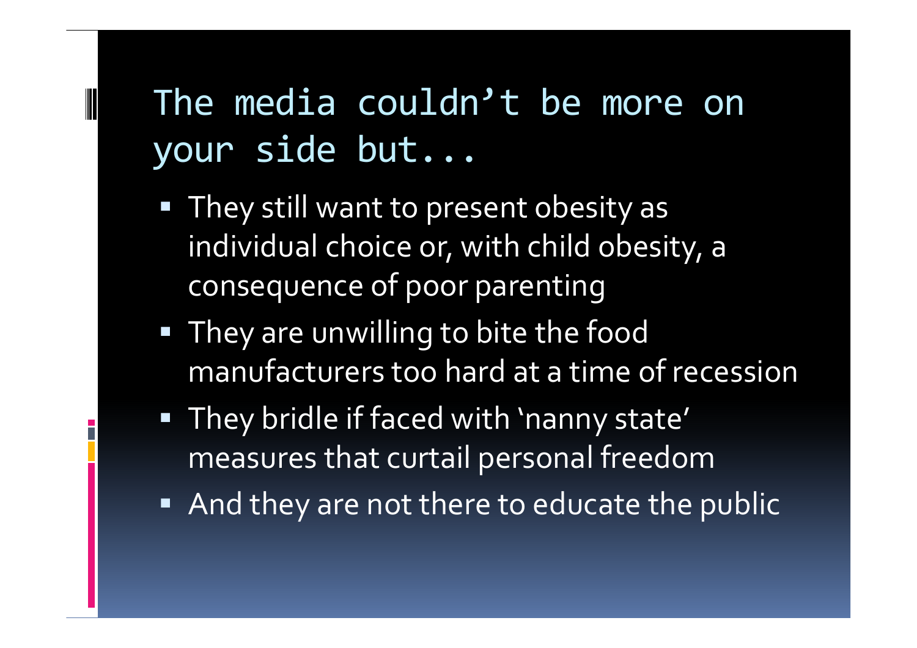# The media couldn’t be more on your side but...

- They still want to present obesity as individual choice or, with child obesity, a consequence of poor parenting
- They are unwilling to bite the food manufacturers too hard at a time of recession
- They bridle if faced with ‘nanny state’ measures that curtail personal freedom
- And they are not there to educate the public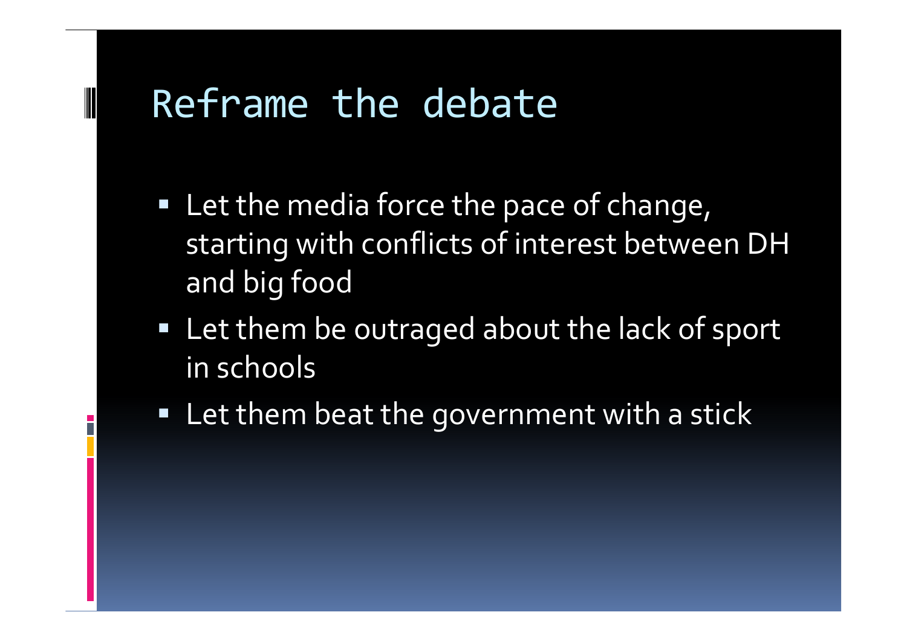# Reframe the debate

- Let the media force the pace of change, starting with conflicts of interest between DH and big food
- Let them be outraged about the lack of sport in schools
- Let them beat the government with a stick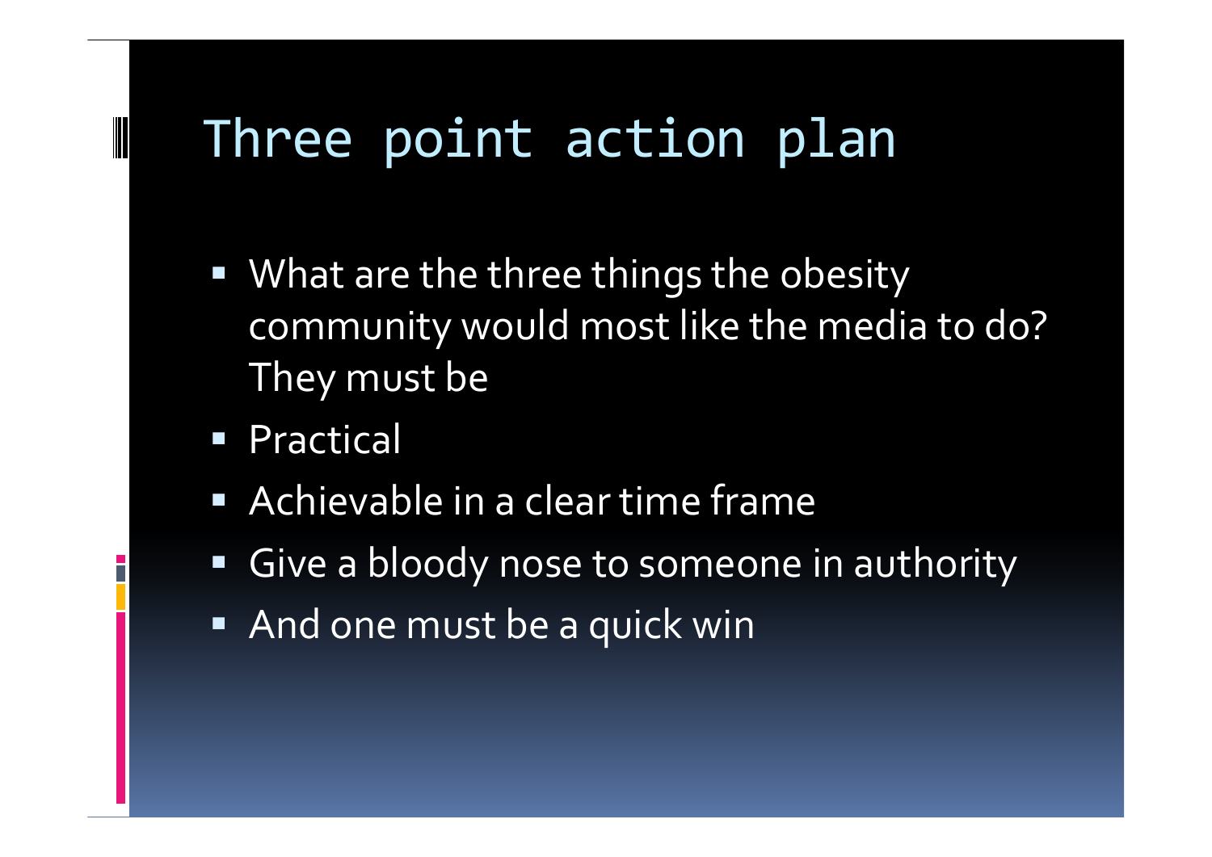# Three point action plan

- What are the three things the obesity community would most like the media to do? They must be
- Practical
- Achievable in a clear time frame
- Give a bloody nose to someone in authority
- And one must be a quick win